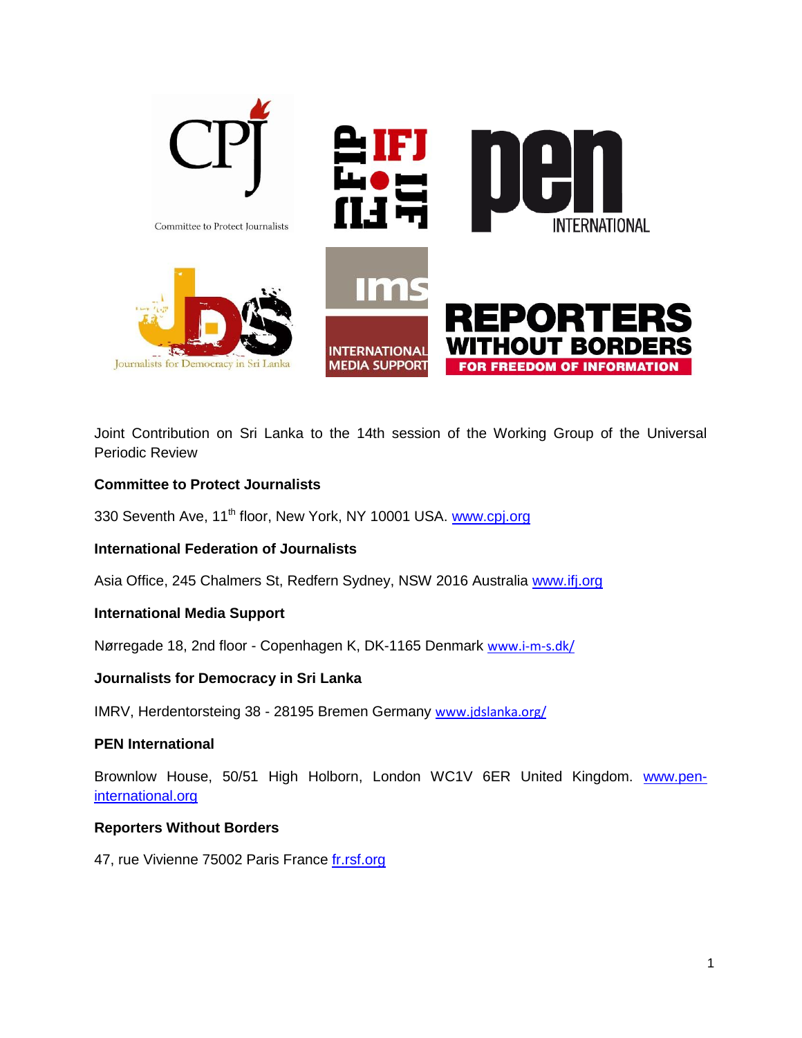Joint Contribution on Sri Lanka to the 14th session of the Working Group of the Universal Periodic Review

**Committee to Protect Journalists**

330 Seventh Ave, 11th floor, New York, NY 10001 USA. www.cpj.org

**International Federation of Journalists**

Asia Office, 245 Chalmers St, Redfern Sydney, NSW 2016 Australia www.ifj.org

**International Media Support**

Nørregade 18, 2nd floor - Copenhagen K, DK-1165 Denmark www.i-m-s.dk/

**Journalists for Democracy in Sri Lanka**

IMRV, Herdentorsteing 38 - 28195 Bremen Germany www.jdslanka.org/

**PEN International**

Brownlow House, 50/51 High Holborn, London WC1V 6ER United Kingdom. www.pen-international.org

**Reporters Without Borders**

47, rue Vivienne 75002 Paris France fr.rsf.org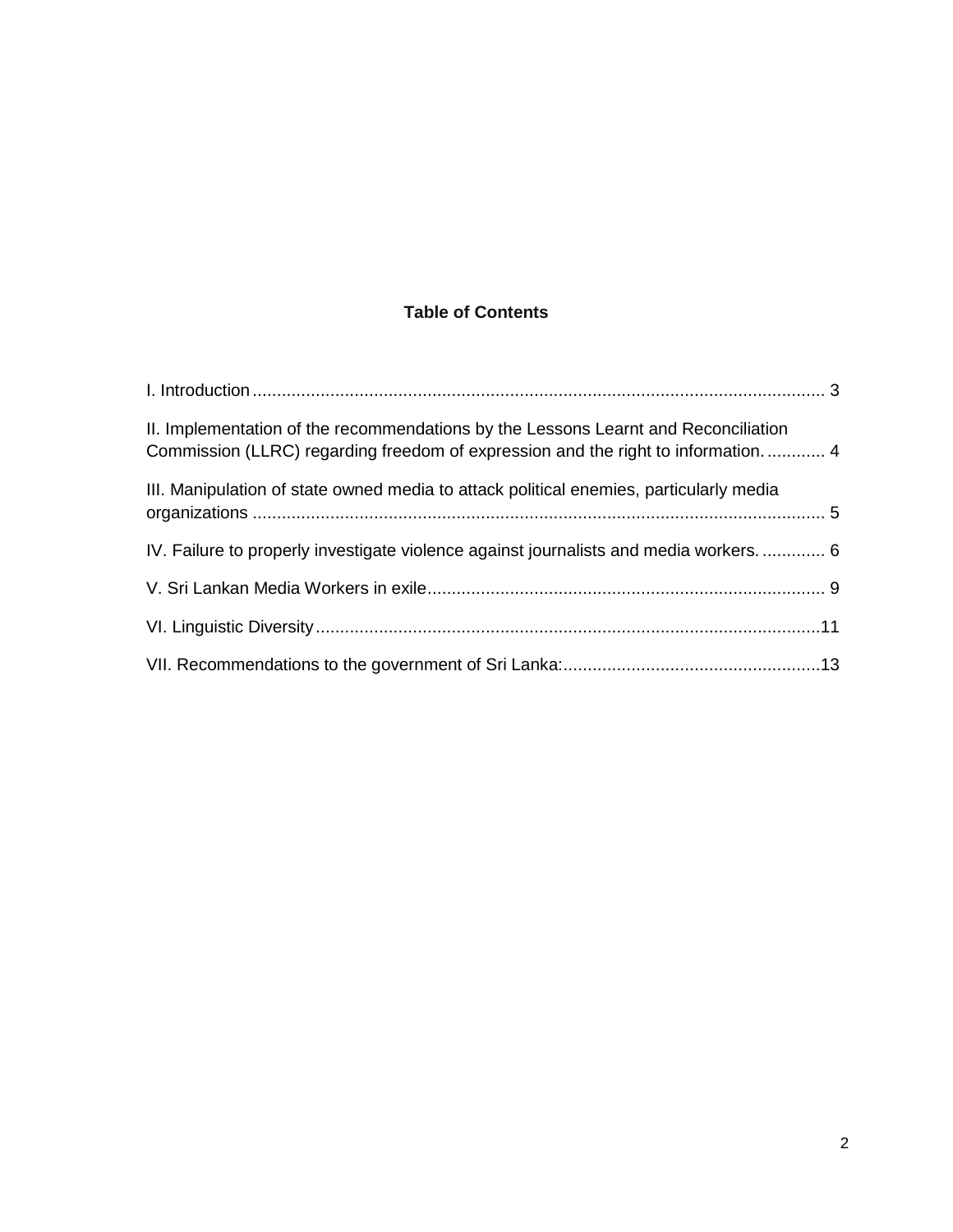**Table of Contents**

I. Introduction ..................................................................................................................... 3

II. Implementation of the recommendations by the Lessons Learnt and Reconciliation Commission (LLRC) regarding freedom of expression and the right to information. ............ 4

III. Manipulation of state owned media to attack political enemies, particularly media organizations ..................................................................................................................... 5

IV. Failure to properly investigate violence against journalists and media workers. ............ 6

V. Sri Lankan Media Workers in exile ................................................................................. 9

VI. Linguistic Diversity .......................................................................................................11

VII. Recommendations to the government of Sri Lanka: ....................................................13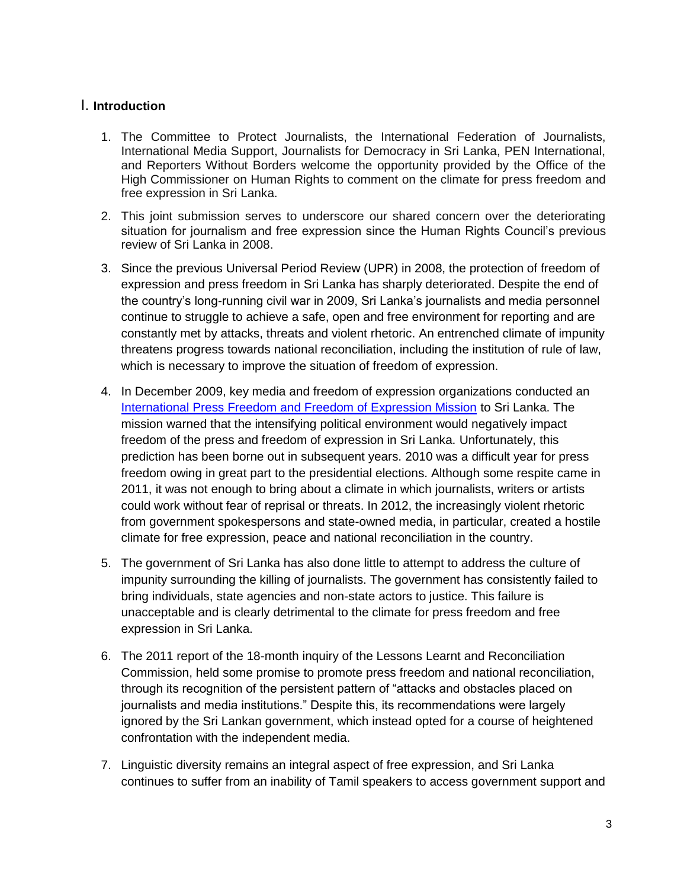## I. Introduction

1. The Committee to Protect Journalists, the International Federation of Journalists, International Media Support, Journalists for Democracy in Sri Lanka, PEN International, and Reporters Without Borders welcome the opportunity provided by the Office of the High Commissioner on Human Rights to comment on the climate for press freedom and free expression in Sri Lanka.

2. This joint submission serves to underscore our shared concern over the deteriorating situation for journalism and free expression since the Human Rights Council's previous review of Sri Lanka in 2008.

3. Since the previous Universal Period Review (UPR) in 2008, the protection of freedom of expression and press freedom in Sri Lanka has sharply deteriorated. Despite the end of the country's long-running civil war in 2009, Sri Lanka's journalists and media personnel continue to struggle to achieve a safe, open and free environment for reporting and are constantly met by attacks, threats and violent rhetoric. An entrenched climate of impunity threatens progress towards national reconciliation, including the institution of rule of law, which is necessary to improve the situation of freedom of expression.

4. In December 2009, key media and freedom of expression organizations conducted an International Press Freedom and Freedom of Expression Mission to Sri Lanka. The mission warned that the intensifying political environment would negatively impact freedom of the press and freedom of expression in Sri Lanka. Unfortunately, this prediction has been borne out in subsequent years. 2010 was a difficult year for press freedom owing in great part to the presidential elections. Although some respite came in 2011, it was not enough to bring about a climate in which journalists, writers or artists could work without fear of reprisal or threats. In 2012, the increasingly violent rhetoric from government spokespersons and state-owned media, in particular, created a hostile climate for free expression, peace and national reconciliation in the country.

5. The government of Sri Lanka has also done little to attempt to address the culture of impunity surrounding the killing of journalists. The government has consistently failed to bring individuals, state agencies and non-state actors to justice. This failure is unacceptable and is clearly detrimental to the climate for press freedom and free expression in Sri Lanka.

6. The 2011 report of the 18-month inquiry of the Lessons Learnt and Reconciliation Commission, held some promise to promote press freedom and national reconciliation, through its recognition of the persistent pattern of "attacks and obstacles placed on journalists and media institutions." Despite this, its recommendations were largely ignored by the Sri Lankan government, which instead opted for a course of heightened confrontation with the independent media.

7. Linguistic diversity remains an integral aspect of free expression, and Sri Lanka continues to suffer from an inability of Tamil speakers to access government support and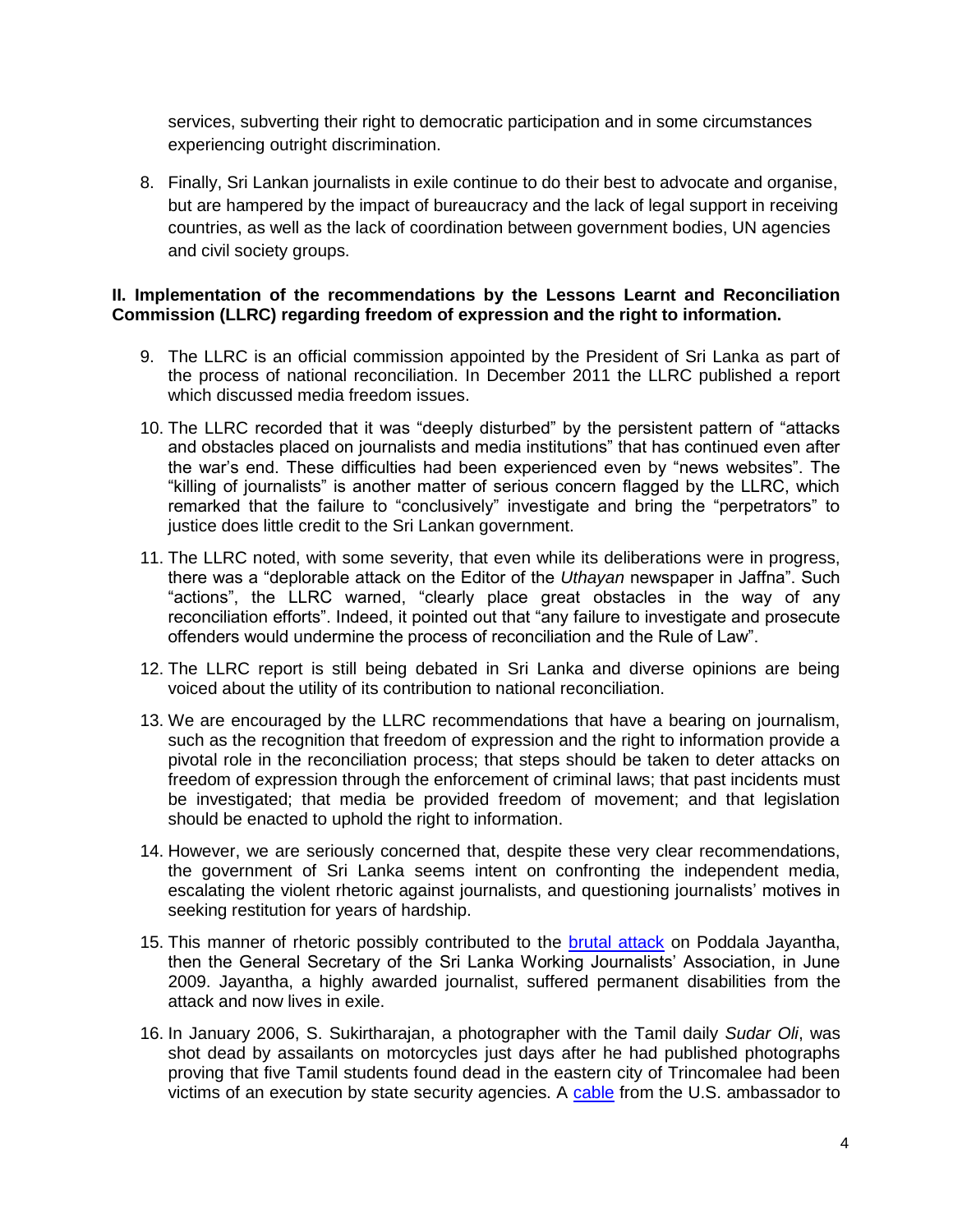services, subverting their right to democratic participation and in some circumstances experiencing outright discrimination.

8. Finally, Sri Lankan journalists in exile continue to do their best to advocate and organise, but are hampered by the impact of bureaucracy and the lack of legal support in receiving countries, as well as the lack of coordination between government bodies, UN agencies and civil society groups.

**II. Implementation of the recommendations by the Lessons Learnt and Reconciliation Commission (LLRC) regarding freedom of expression and the right to information.**

9. The LLRC is an official commission appointed by the President of Sri Lanka as part of the process of national reconciliation. In December 2011 the LLRC published a report which discussed media freedom issues.

10. The LLRC recorded that it was "deeply disturbed" by the persistent pattern of "attacks and obstacles placed on journalists and media institutions" that has continued even after the war's end. These difficulties had been experienced even by "news websites". The "killing of journalists" is another matter of serious concern flagged by the LLRC, which remarked that the failure to "conclusively" investigate and bring the "perpetrators" to justice does little credit to the Sri Lankan government.

11. The LLRC noted, with some severity, that even while its deliberations were in progress, there was a "deplorable attack on the Editor of the *Uthayan* newspaper in Jaffna". Such "actions", the LLRC warned, "clearly place great obstacles in the way of any reconciliation efforts". Indeed, it pointed out that "any failure to investigate and prosecute offenders would undermine the process of reconciliation and the Rule of Law".

12. The LLRC report is still being debated in Sri Lanka and diverse opinions are being voiced about the utility of its contribution to national reconciliation.

13. We are encouraged by the LLRC recommendations that have a bearing on journalism, such as the recognition that freedom of expression and the right to information provide a pivotal role in the reconciliation process; that steps should be taken to deter attacks on freedom of expression through the enforcement of criminal laws; that past incidents must be investigated; that media be provided freedom of movement; and that legislation should be enacted to uphold the right to information.

14. However, we are seriously concerned that, despite these very clear recommendations, the government of Sri Lanka seems intent on confronting the independent media, escalating the violent rhetoric against journalists, and questioning journalists' motives in seeking restitution for years of hardship.

15. This manner of rhetoric possibly contributed to the brutal attack on Poddala Jayantha, then the General Secretary of the Sri Lanka Working Journalists' Association, in June 2009. Jayantha, a highly awarded journalist, suffered permanent disabilities from the attack and now lives in exile.

16. In January 2006, S. Sukirtharajan, a photographer with the Tamil daily *Sudar Oli*, was shot dead by assailants on motorcycles just days after he had published photographs proving that five Tamil students found dead in the eastern city of Trincomalee had been victims of an execution by state security agencies. A cable from the U.S. ambassador to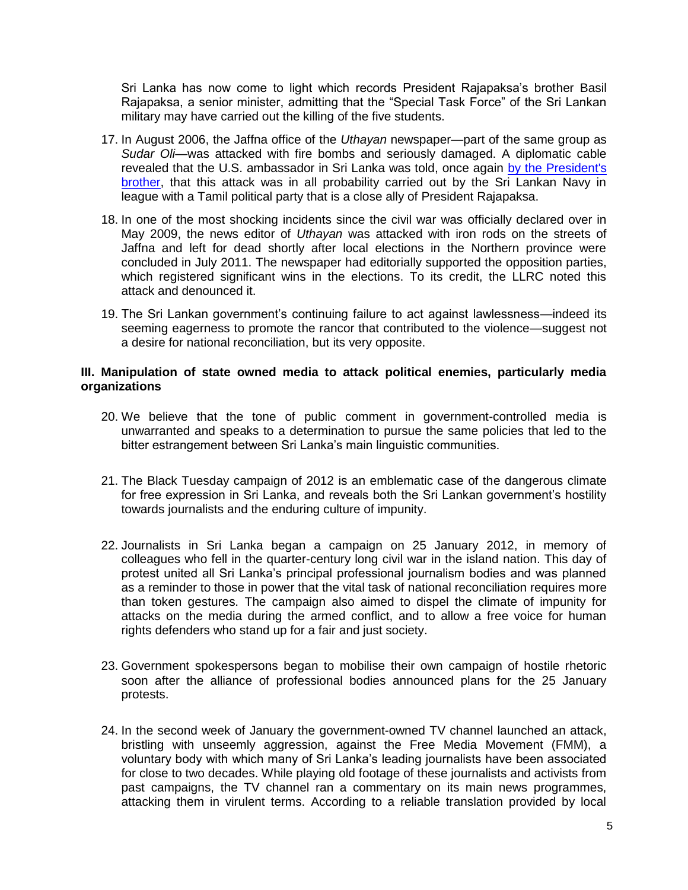Sri Lanka has now come to light which records President Rajapaksa's brother Basil Rajapaksa, a senior minister, admitting that the "Special Task Force" of the Sri Lankan military may have carried out the killing of the five students.

17. In August 2006, the Jaffna office of the *Uthayan* newspaper—part of the same group as *Sudar Oli*—was attacked with fire bombs and seriously damaged. A diplomatic cable revealed that the U.S. ambassador in Sri Lanka was told, once again by the President's brother, that this attack was in all probability carried out by the Sri Lankan Navy in league with a Tamil political party that is a close ally of President Rajapaksa.

18. In one of the most shocking incidents since the civil war was officially declared over in May 2009, the news editor of *Uthayan* was attacked with iron rods on the streets of Jaffna and left for dead shortly after local elections in the Northern province were concluded in July 2011. The newspaper had editorially supported the opposition parties, which registered significant wins in the elections. To its credit, the LLRC noted this attack and denounced it.

19. The Sri Lankan government's continuing failure to act against lawlessness—indeed its seeming eagerness to promote the rancor that contributed to the violence—suggest not a desire for national reconciliation, but its very opposite.

**III. Manipulation of state owned media to attack political enemies, particularly media organizations**

20. We believe that the tone of public comment in government-controlled media is unwarranted and speaks to a determination to pursue the same policies that led to the bitter estrangement between Sri Lanka's main linguistic communities.

21. The Black Tuesday campaign of 2012 is an emblematic case of the dangerous climate for free expression in Sri Lanka, and reveals both the Sri Lankan government's hostility towards journalists and the enduring culture of impunity.

22. Journalists in Sri Lanka began a campaign on 25 January 2012, in memory of colleagues who fell in the quarter-century long civil war in the island nation. This day of protest united all Sri Lanka's principal professional journalism bodies and was planned as a reminder to those in power that the vital task of national reconciliation requires more than token gestures. The campaign also aimed to dispel the climate of impunity for attacks on the media during the armed conflict, and to allow a free voice for human rights defenders who stand up for a fair and just society.

23. Government spokespersons began to mobilise their own campaign of hostile rhetoric soon after the alliance of professional bodies announced plans for the 25 January protests.

24. In the second week of January the government-owned TV channel launched an attack, bristling with unseemly aggression, against the Free Media Movement (FMM), a voluntary body with which many of Sri Lanka's leading journalists have been associated for close to two decades. While playing old footage of these journalists and activists from past campaigns, the TV channel ran a commentary on its main news programmes, attacking them in virulent terms. According to a reliable translation provided by local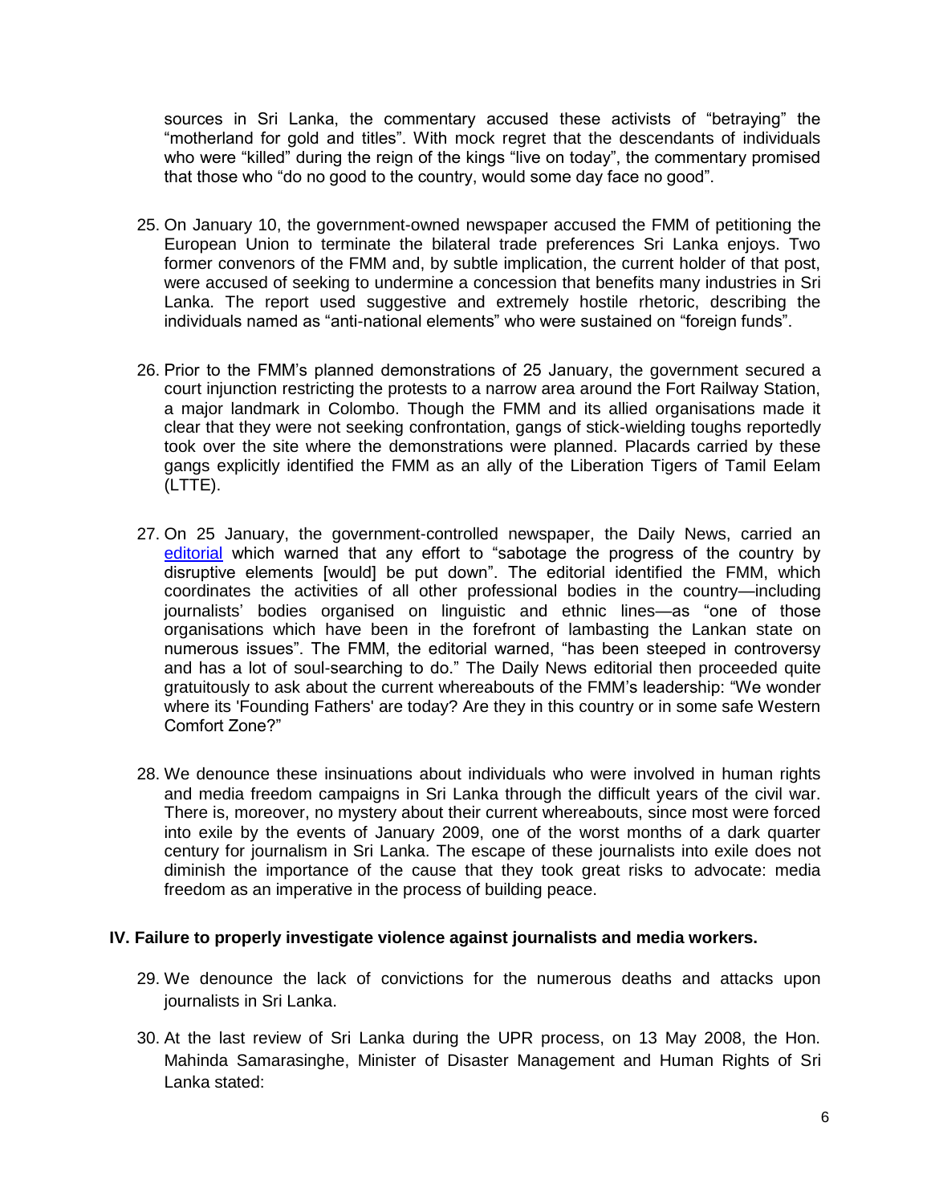sources in Sri Lanka, the commentary accused these activists of "betraying" the "motherland for gold and titles". With mock regret that the descendants of individuals who were "killed" during the reign of the kings "live on today", the commentary promised that those who "do no good to the country, would some day face no good".

25. On January 10, the government-owned newspaper accused the FMM of petitioning the European Union to terminate the bilateral trade preferences Sri Lanka enjoys. Two former convenors of the FMM and, by subtle implication, the current holder of that post, were accused of seeking to undermine a concession that benefits many industries in Sri Lanka. The report used suggestive and extremely hostile rhetoric, describing the individuals named as "anti-national elements" who were sustained on "foreign funds".

26. Prior to the FMM's planned demonstrations of 25 January, the government secured a court injunction restricting the protests to a narrow area around the Fort Railway Station, a major landmark in Colombo. Though the FMM and its allied organisations made it clear that they were not seeking confrontation, gangs of stick-wielding toughs reportedly took over the site where the demonstrations were planned. Placards carried by these gangs explicitly identified the FMM as an ally of the Liberation Tigers of Tamil Eelam (LTTE).

27. On 25 January, the government-controlled newspaper, the Daily News, carried an editorial which warned that any effort to "sabotage the progress of the country by disruptive elements [would] be put down". The editorial identified the FMM, which coordinates the activities of all other professional bodies in the country—including journalists' bodies organised on linguistic and ethnic lines—as "one of those organisations which have been in the forefront of lambasting the Lankan state on numerous issues". The FMM, the editorial warned, "has been steeped in controversy and has a lot of soul-searching to do." The Daily News editorial then proceeded quite gratuitously to ask about the current whereabouts of the FMM's leadership: "We wonder where its 'Founding Fathers' are today? Are they in this country or in some safe Western Comfort Zone?"

28. We denounce these insinuations about individuals who were involved in human rights and media freedom campaigns in Sri Lanka through the difficult years of the civil war. There is, moreover, no mystery about their current whereabouts, since most were forced into exile by the events of January 2009, one of the worst months of a dark quarter century for journalism in Sri Lanka. The escape of these journalists into exile does not diminish the importance of the cause that they took great risks to advocate: media freedom as an imperative in the process of building peace.

## IV. Failure to properly investigate violence against journalists and media workers.

29. We denounce the lack of convictions for the numerous deaths and attacks upon journalists in Sri Lanka.

30. At the last review of Sri Lanka during the UPR process, on 13 May 2008, the Hon. Mahinda Samarasinghe, Minister of Disaster Management and Human Rights of Sri Lanka stated: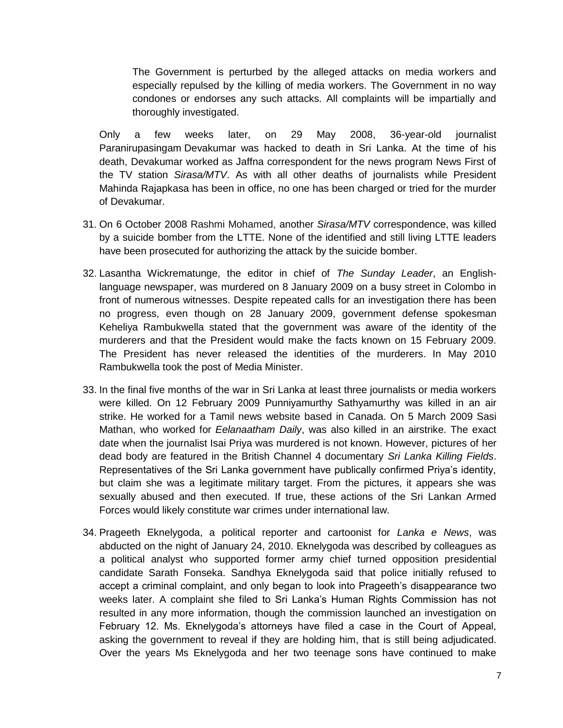> The Government is perturbed by the alleged attacks on media workers and especially repulsed by the killing of media workers. The Government in no way condones or endorses any such attacks. All complaints will be impartially and thoroughly investigated.

Only a few weeks later, on 29 May 2008, 36-year-old journalist Paranirupasingam Devakumar was hacked to death in Sri Lanka. At the time of his death, Devakumar worked as Jaffna correspondent for the news program News First of the TV station *Sirasa/MTV*. As with all other deaths of journalists while President Mahinda Rajapkasa has been in office, no one has been charged or tried for the murder of Devakumar.

31. On 6 October 2008 Rashmi Mohamed, another *Sirasa/MTV* correspondence, was killed by a suicide bomber from the LTTE. None of the identified and still living LTTE leaders have been prosecuted for authorizing the attack by the suicide bomber.

32. Lasantha Wickrematunge, the editor in chief of *The Sunday Leader*, an English-language newspaper, was murdered on 8 January 2009 on a busy street in Colombo in front of numerous witnesses. Despite repeated calls for an investigation there has been no progress, even though on 28 January 2009, government defense spokesman Keheliya Rambukwella stated that the government was aware of the identity of the murderers and that the President would make the facts known on 15 February 2009. The President has never released the identities of the murderers. In May 2010 Rambukwella took the post of Media Minister.

33. In the final five months of the war in Sri Lanka at least three journalists or media workers were killed. On 12 February 2009 Punniyamurthy Sathyamurthy was killed in an air strike. He worked for a Tamil news website based in Canada. On 5 March 2009 Sasi Mathan, who worked for *Eelanaatham Daily*, was also killed in an airstrike. The exact date when the journalist Isai Priya was murdered is not known. However, pictures of her dead body are featured in the British Channel 4 documentary *Sri Lanka Killing Fields*. Representatives of the Sri Lanka government have publically confirmed Priya's identity, but claim she was a legitimate military target. From the pictures, it appears she was sexually abused and then executed. If true, these actions of the Sri Lankan Armed Forces would likely constitute war crimes under international law.

34. Prageeth Eknelygoda, a political reporter and cartoonist for *Lanka e News*, was abducted on the night of January 24, 2010. Eknelygoda was described by colleagues as a political analyst who supported former army chief turned opposition presidential candidate Sarath Fonseka. Sandhya Eknelygoda said that police initially refused to accept a criminal complaint, and only began to look into Prageeth's disappearance two weeks later. A complaint she filed to Sri Lanka's Human Rights Commission has not resulted in any more information, though the commission launched an investigation on February 12. Ms. Eknelygoda's attorneys have filed a case in the Court of Appeal, asking the government to reveal if they are holding him, that is still being adjudicated. Over the years Ms Eknelygoda and her two teenage sons have continued to make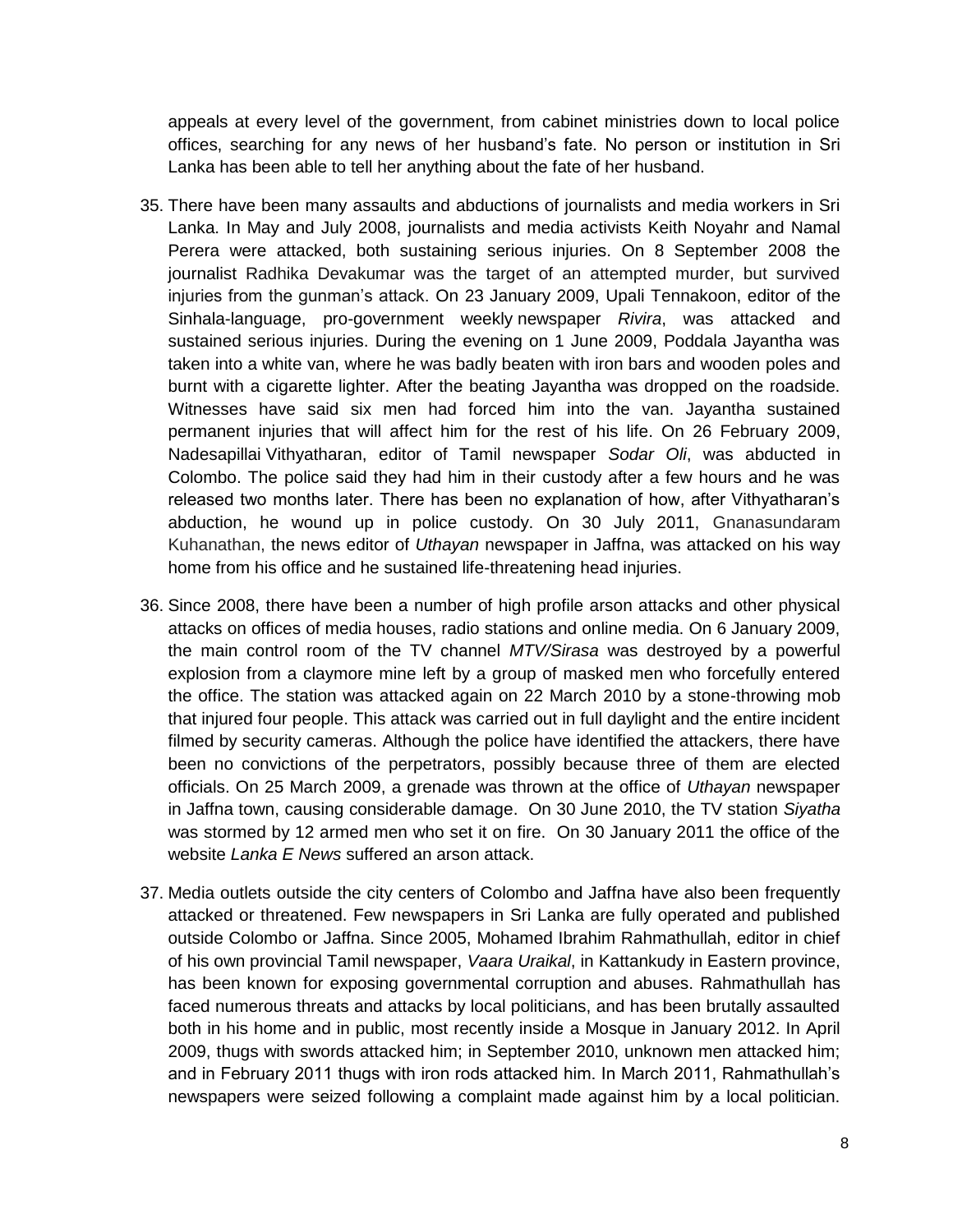appeals at every level of the government, from cabinet ministries down to local police offices, searching for any news of her husband's fate. No person or institution in Sri Lanka has been able to tell her anything about the fate of her husband.

35. There have been many assaults and abductions of journalists and media workers in Sri Lanka. In May and July 2008, journalists and media activists Keith Noyahr and Namal Perera were attacked, both sustaining serious injuries. On 8 September 2008 the journalist Radhika Devakumar was the target of an attempted murder, but survived injuries from the gunman's attack. On 23 January 2009, Upali Tennakoon, editor of the Sinhala-language, pro-government weekly newspaper *Rivira*, was attacked and sustained serious injuries. During the evening on 1 June 2009, Poddala Jayantha was taken into a white van, where he was badly beaten with iron bars and wooden poles and burnt with a cigarette lighter. After the beating Jayantha was dropped on the roadside. Witnesses have said six men had forced him into the van. Jayantha sustained permanent injuries that will affect him for the rest of his life. On 26 February 2009, Nadesapillai Vithyatharan, editor of Tamil newspaper *Sodar Oli*, was abducted in Colombo. The police said they had him in their custody after a few hours and he was released two months later. There has been no explanation of how, after Vithyatharan's abduction, he wound up in police custody. On 30 July 2011, Gnanasundaram Kuhanathan, the news editor of *Uthayan* newspaper in Jaffna, was attacked on his way home from his office and he sustained life-threatening head injuries.

36. Since 2008, there have been a number of high profile arson attacks and other physical attacks on offices of media houses, radio stations and online media. On 6 January 2009, the main control room of the TV channel *MTV/Sirasa* was destroyed by a powerful explosion from a claymore mine left by a group of masked men who forcefully entered the office. The station was attacked again on 22 March 2010 by a stone-throwing mob that injured four people. This attack was carried out in full daylight and the entire incident filmed by security cameras. Although the police have identified the attackers, there have been no convictions of the perpetrators, possibly because three of them are elected officials. On 25 March 2009, a grenade was thrown at the office of *Uthayan* newspaper in Jaffna town, causing considerable damage. On 30 June 2010, the TV station *Siyatha* was stormed by 12 armed men who set it on fire. On 30 January 2011 the office of the website *Lanka E News* suffered an arson attack.

37. Media outlets outside the city centers of Colombo and Jaffna have also been frequently attacked or threatened. Few newspapers in Sri Lanka are fully operated and published outside Colombo or Jaffna. Since 2005, Mohamed Ibrahim Rahmathullah, editor in chief of his own provincial Tamil newspaper, *Vaara Uraikal*, in Kattankudy in Eastern province, has been known for exposing governmental corruption and abuses. Rahmathullah has faced numerous threats and attacks by local politicians, and has been brutally assaulted both in his home and in public, most recently inside a Mosque in January 2012. In April 2009, thugs with swords attacked him; in September 2010, unknown men attacked him; and in February 2011 thugs with iron rods attacked him. In March 2011, Rahmathullah's newspapers were seized following a complaint made against him by a local politician.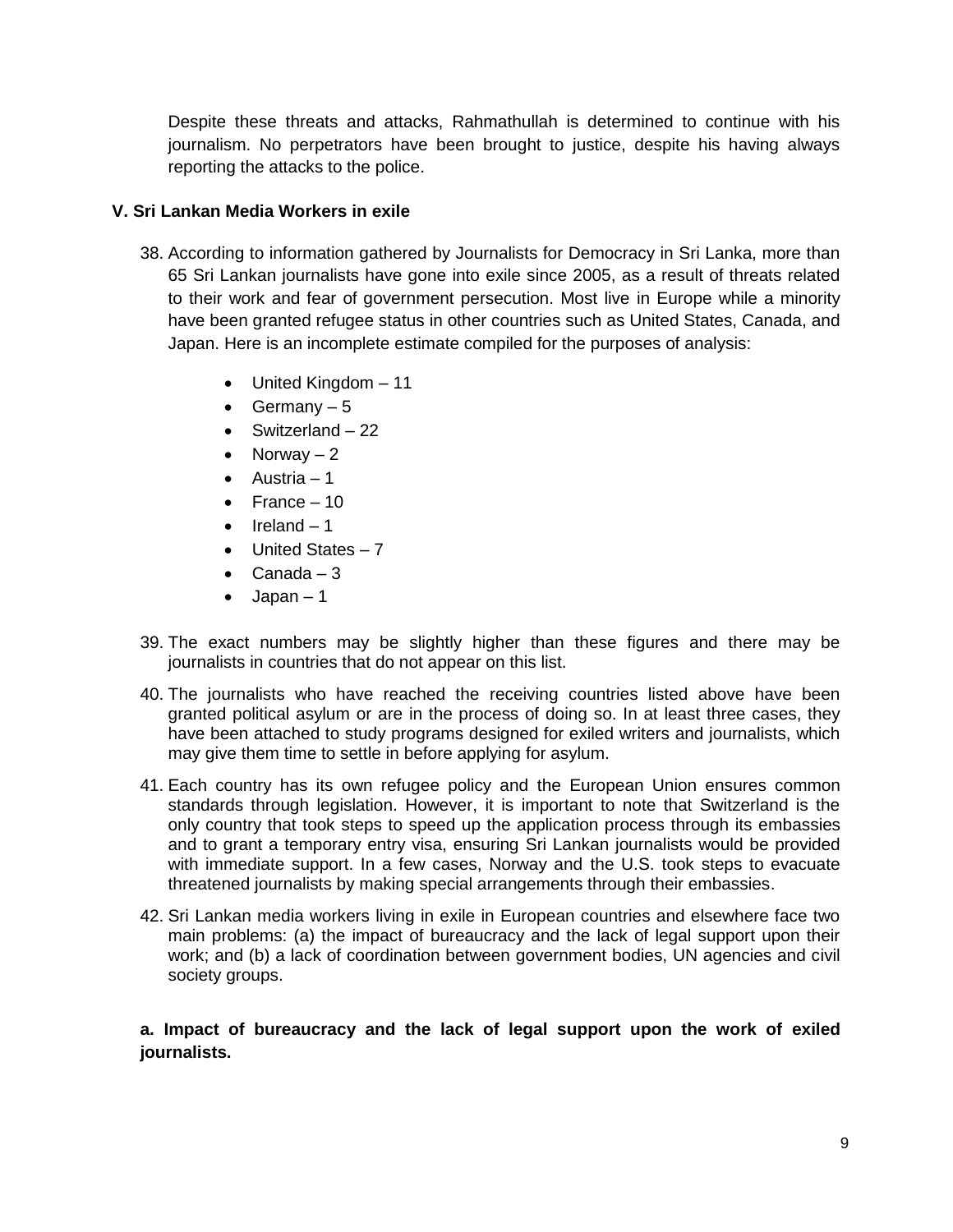Despite these threats and attacks, Rahmathullah is determined to continue with his journalism. No perpetrators have been brought to justice, despite his having always reporting the attacks to the police.

## V. Sri Lankan Media Workers in exile

38. According to information gathered by Journalists for Democracy in Sri Lanka, more than 65 Sri Lankan journalists have gone into exile since 2005, as a result of threats related to their work and fear of government persecution. Most live in Europe while a minority have been granted refugee status in other countries such as United States, Canada, and Japan. Here is an incomplete estimate compiled for the purposes of analysis:

    - United Kingdom – 11
    - Germany – 5
    - Switzerland – 22
    - Norway – 2
    - Austria – 1
    - France – 10
    - Ireland – 1
    - United States – 7
    - Canada – 3
    - Japan – 1

39. The exact numbers may be slightly higher than these figures and there may be journalists in countries that do not appear on this list.

40. The journalists who have reached the receiving countries listed above have been granted political asylum or are in the process of doing so. In at least three cases, they have been attached to study programs designed for exiled writers and journalists, which may give them time to settle in before applying for asylum.

41. Each country has its own refugee policy and the European Union ensures common standards through legislation. However, it is important to note that Switzerland is the only country that took steps to speed up the application process through its embassies and to grant a temporary entry visa, ensuring Sri Lankan journalists would be provided with immediate support. In a few cases, Norway and the U.S. took steps to evacuate threatened journalists by making special arrangements through their embassies.

42. Sri Lankan media workers living in exile in European countries and elsewhere face two main problems: (a) the impact of bureaucracy and the lack of legal support upon their work; and (b) a lack of coordination between government bodies, UN agencies and civil society groups.

### a. Impact of bureaucracy and the lack of legal support upon the work of exiled journalists.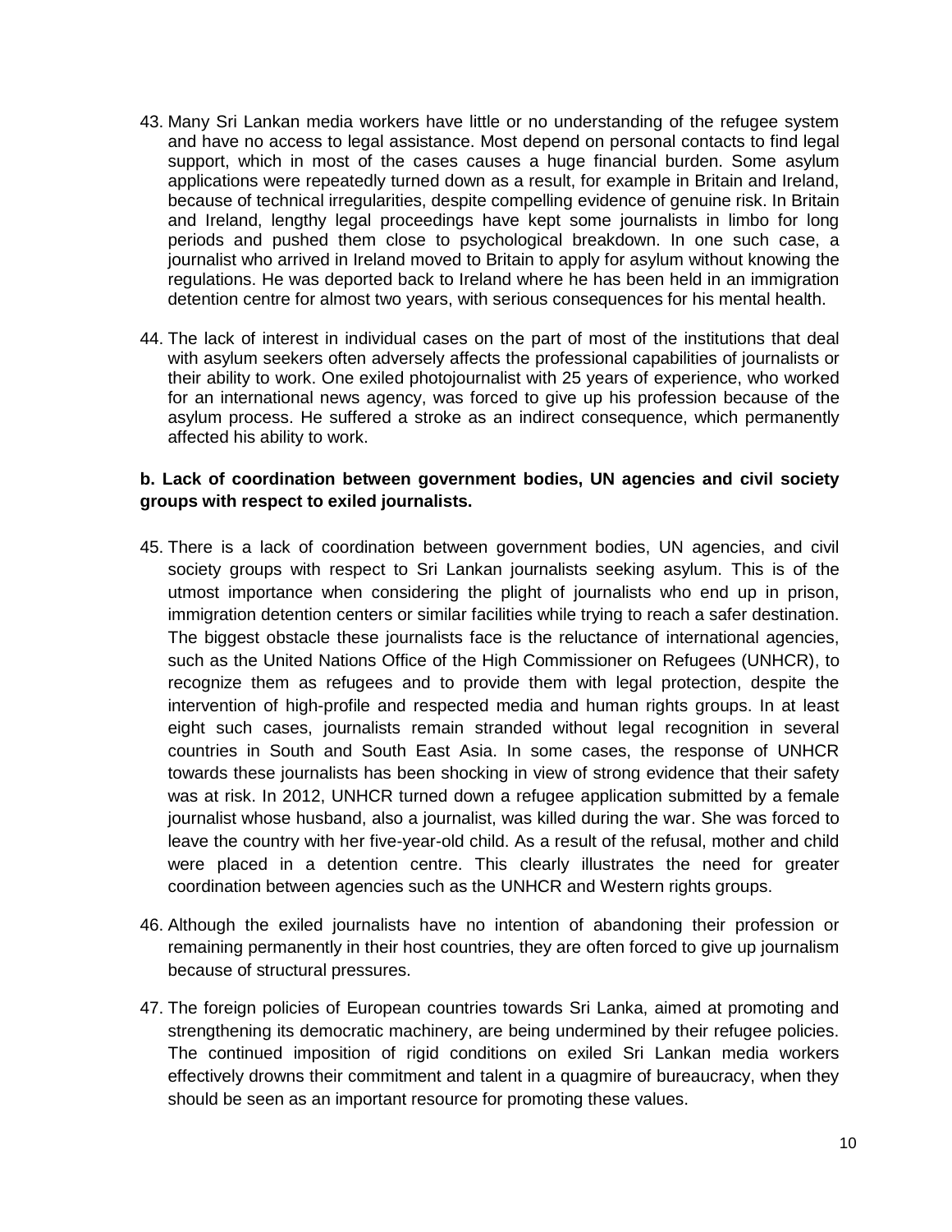43. Many Sri Lankan media workers have little or no understanding of the refugee system and have no access to legal assistance. Most depend on personal contacts to find legal support, which in most of the cases causes a huge financial burden. Some asylum applications were repeatedly turned down as a result, for example in Britain and Ireland, because of technical irregularities, despite compelling evidence of genuine risk. In Britain and Ireland, lengthy legal proceedings have kept some journalists in limbo for long periods and pushed them close to psychological breakdown. In one such case, a journalist who arrived in Ireland moved to Britain to apply for asylum without knowing the regulations. He was deported back to Ireland where he has been held in an immigration detention centre for almost two years, with serious consequences for his mental health.

44. The lack of interest in individual cases on the part of most of the institutions that deal with asylum seekers often adversely affects the professional capabilities of journalists or their ability to work. One exiled photojournalist with 25 years of experience, who worked for an international news agency, was forced to give up his profession because of the asylum process. He suffered a stroke as an indirect consequence, which permanently affected his ability to work.

**b. Lack of coordination between government bodies, UN agencies and civil society groups with respect to exiled journalists.**

45. There is a lack of coordination between government bodies, UN agencies, and civil society groups with respect to Sri Lankan journalists seeking asylum. This is of the utmost importance when considering the plight of journalists who end up in prison, immigration detention centers or similar facilities while trying to reach a safer destination. The biggest obstacle these journalists face is the reluctance of international agencies, such as the United Nations Office of the High Commissioner on Refugees (UNHCR), to recognize them as refugees and to provide them with legal protection, despite the intervention of high-profile and respected media and human rights groups. In at least eight such cases, journalists remain stranded without legal recognition in several countries in South and South East Asia. In some cases, the response of UNHCR towards these journalists has been shocking in view of strong evidence that their safety was at risk. In 2012, UNHCR turned down a refugee application submitted by a female journalist whose husband, also a journalist, was killed during the war. She was forced to leave the country with her five-year-old child. As a result of the refusal, mother and child were placed in a detention centre. This clearly illustrates the need for greater coordination between agencies such as the UNHCR and Western rights groups.

46. Although the exiled journalists have no intention of abandoning their profession or remaining permanently in their host countries, they are often forced to give up journalism because of structural pressures.

47. The foreign policies of European countries towards Sri Lanka, aimed at promoting and strengthening its democratic machinery, are being undermined by their refugee policies. The continued imposition of rigid conditions on exiled Sri Lankan media workers effectively drowns their commitment and talent in a quagmire of bureaucracy, when they should be seen as an important resource for promoting these values.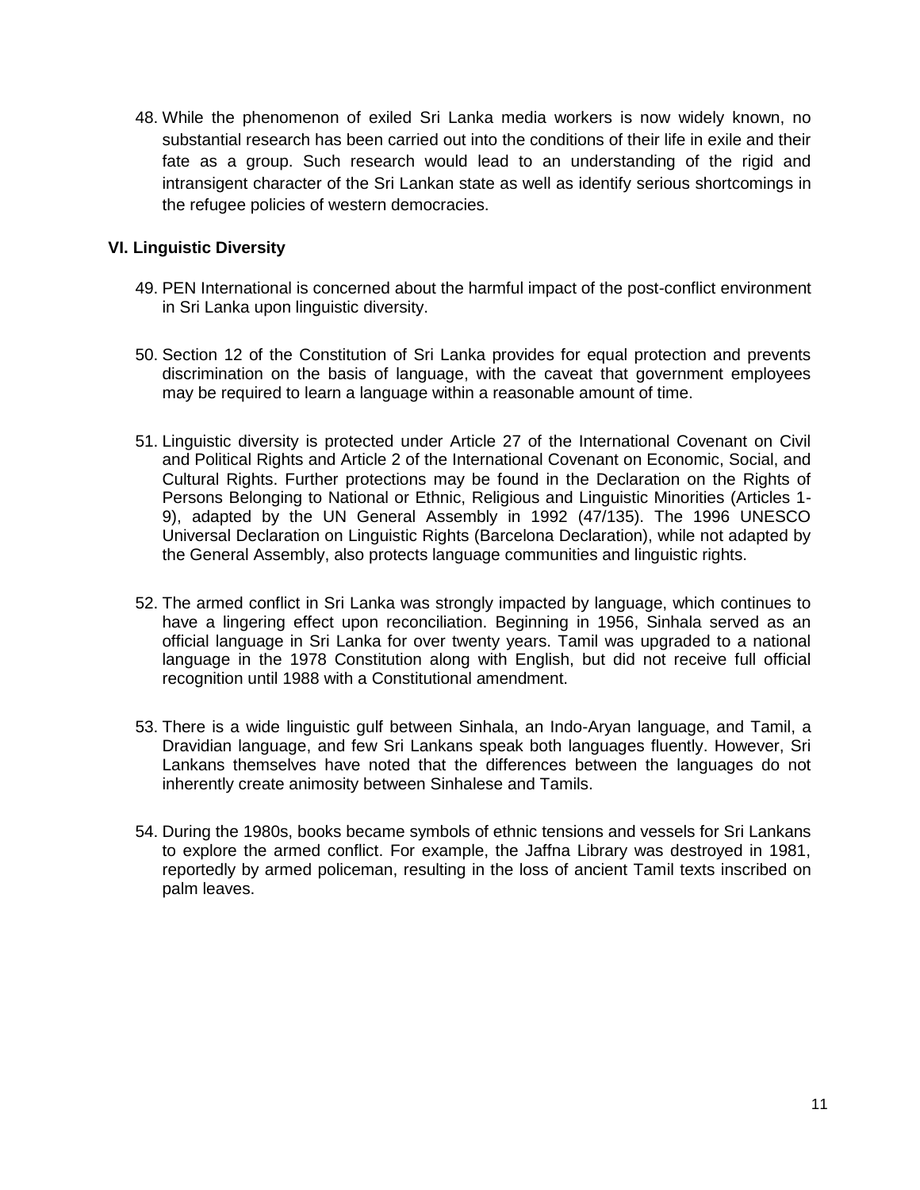48. While the phenomenon of exiled Sri Lanka media workers is now widely known, no substantial research has been carried out into the conditions of their life in exile and their fate as a group. Such research would lead to an understanding of the rigid and intransigent character of the Sri Lankan state as well as identify serious shortcomings in the refugee policies of western democracies.

### VI. Linguistic Diversity

49. PEN International is concerned about the harmful impact of the post-conflict environment in Sri Lanka upon linguistic diversity.

50. Section 12 of the Constitution of Sri Lanka provides for equal protection and prevents discrimination on the basis of language, with the caveat that government employees may be required to learn a language within a reasonable amount of time.

51. Linguistic diversity is protected under Article 27 of the International Covenant on Civil and Political Rights and Article 2 of the International Covenant on Economic, Social, and Cultural Rights. Further protections may be found in the Declaration on the Rights of Persons Belonging to National or Ethnic, Religious and Linguistic Minorities (Articles 1-9), adapted by the UN General Assembly in 1992 (47/135). The 1996 UNESCO Universal Declaration on Linguistic Rights (Barcelona Declaration), while not adapted by the General Assembly, also protects language communities and linguistic rights.

52. The armed conflict in Sri Lanka was strongly impacted by language, which continues to have a lingering effect upon reconciliation. Beginning in 1956, Sinhala served as an official language in Sri Lanka for over twenty years. Tamil was upgraded to a national language in the 1978 Constitution along with English, but did not receive full official recognition until 1988 with a Constitutional amendment.

53. There is a wide linguistic gulf between Sinhala, an Indo-Aryan language, and Tamil, a Dravidian language, and few Sri Lankans speak both languages fluently. However, Sri Lankans themselves have noted that the differences between the languages do not inherently create animosity between Sinhalese and Tamils.

54. During the 1980s, books became symbols of ethnic tensions and vessels for Sri Lankans to explore the armed conflict. For example, the Jaffna Library was destroyed in 1981, reportedly by armed policeman, resulting in the loss of ancient Tamil texts inscribed on palm leaves.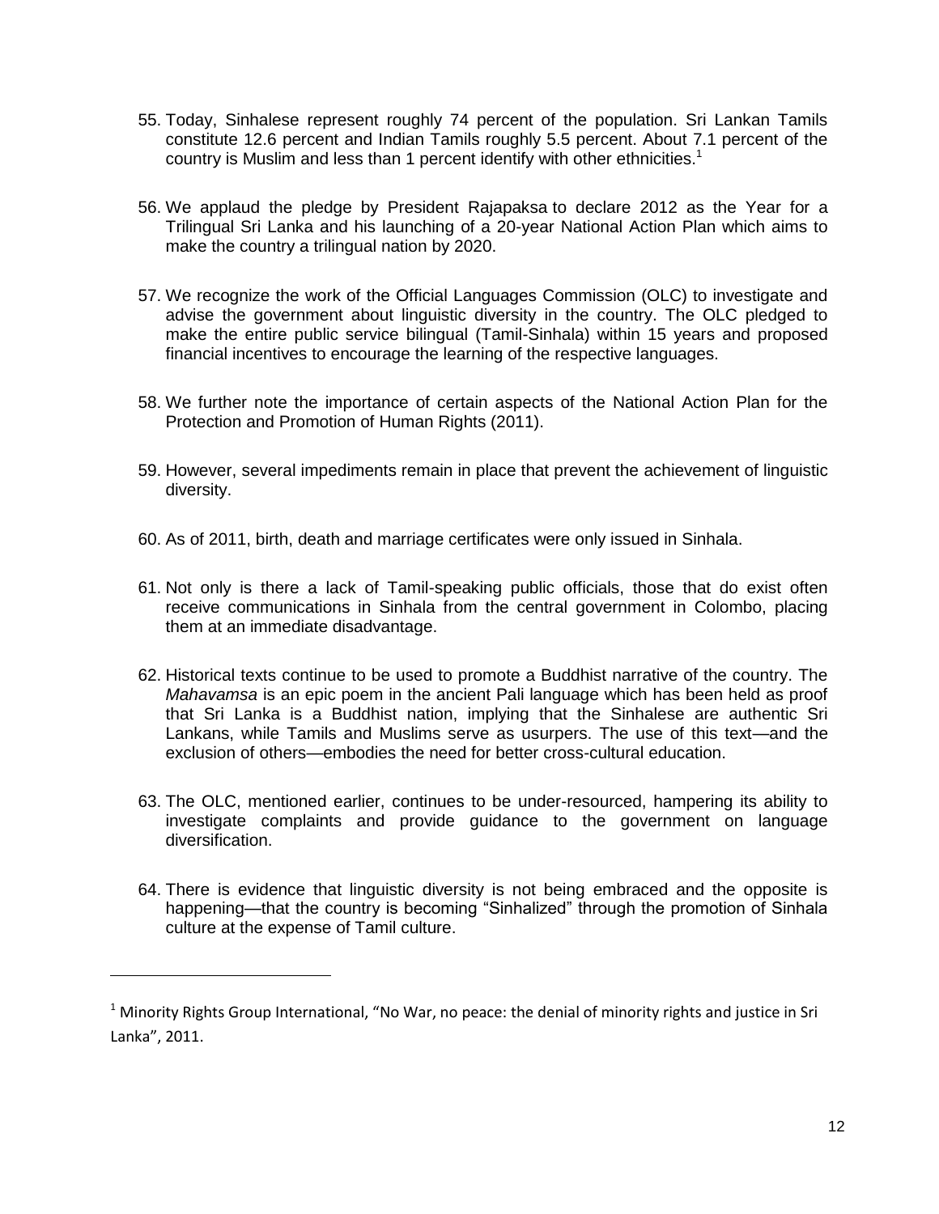55. Today, Sinhalese represent roughly 74 percent of the population. Sri Lankan Tamils constitute 12.6 percent and Indian Tamils roughly 5.5 percent. About 7.1 percent of the country is Muslim and less than 1 percent identify with other ethnicities.[1]

56. We applaud the pledge by President Rajapaksa to declare 2012 as the Year for a Trilingual Sri Lanka and his launching of a 20-year National Action Plan which aims to make the country a trilingual nation by 2020.

57. We recognize the work of the Official Languages Commission (OLC) to investigate and advise the government about linguistic diversity in the country. The OLC pledged to make the entire public service bilingual (Tamil-Sinhala) within 15 years and proposed financial incentives to encourage the learning of the respective languages.

58. We further note the importance of certain aspects of the National Action Plan for the Protection and Promotion of Human Rights (2011).

59. However, several impediments remain in place that prevent the achievement of linguistic diversity.

60. As of 2011, birth, death and marriage certificates were only issued in Sinhala.

61. Not only is there a lack of Tamil-speaking public officials, those that do exist often receive communications in Sinhala from the central government in Colombo, placing them at an immediate disadvantage.

62. Historical texts continue to be used to promote a Buddhist narrative of the country. The *Mahavamsa* is an epic poem in the ancient Pali language which has been held as proof that Sri Lanka is a Buddhist nation, implying that the Sinhalese are authentic Sri Lankans, while Tamils and Muslims serve as usurpers. The use of this text—and the exclusion of others—embodies the need for better cross-cultural education.

63. The OLC, mentioned earlier, continues to be under-resourced, hampering its ability to investigate complaints and provide guidance to the government on language diversification.

64. There is evidence that linguistic diversity is not being embraced and the opposite is happening—that the country is becoming "Sinhalized" through the promotion of Sinhala culture at the expense of Tamil culture.

---

[1] Minority Rights Group International, "No War, no peace: the denial of minority rights and justice in Sri Lanka", 2011.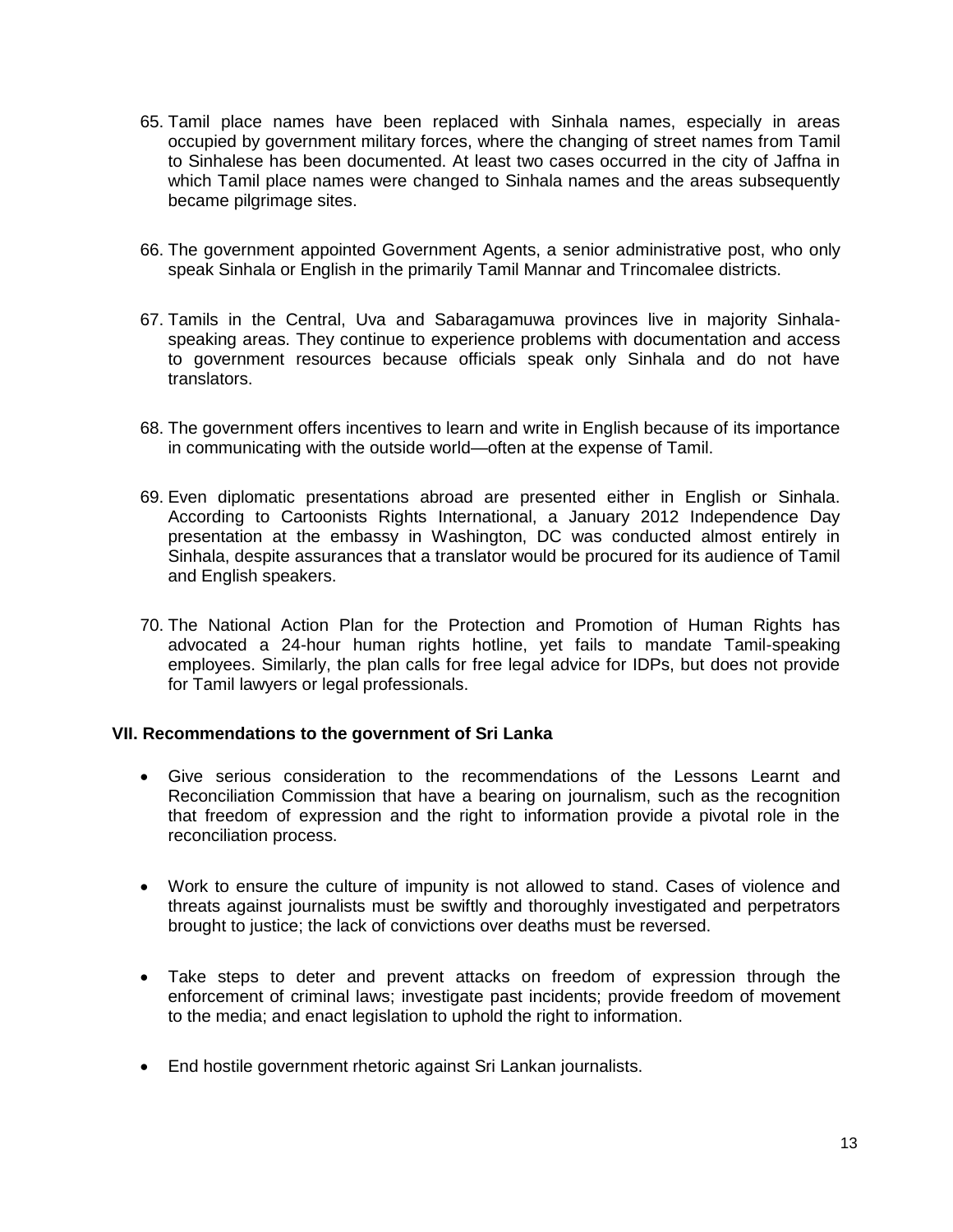65. Tamil place names have been replaced with Sinhala names, especially in areas occupied by government military forces, where the changing of street names from Tamil to Sinhalese has been documented. At least two cases occurred in the city of Jaffna in which Tamil place names were changed to Sinhala names and the areas subsequently became pilgrimage sites.

66. The government appointed Government Agents, a senior administrative post, who only speak Sinhala or English in the primarily Tamil Mannar and Trincomalee districts.

67. Tamils in the Central, Uva and Sabaragamuwa provinces live in majority Sinhala-speaking areas. They continue to experience problems with documentation and access to government resources because officials speak only Sinhala and do not have translators.

68. The government offers incentives to learn and write in English because of its importance in communicating with the outside world—often at the expense of Tamil.

69. Even diplomatic presentations abroad are presented either in English or Sinhala. According to Cartoonists Rights International, a January 2012 Independence Day presentation at the embassy in Washington, DC was conducted almost entirely in Sinhala, despite assurances that a translator would be procured for its audience of Tamil and English speakers.

70. The National Action Plan for the Protection and Promotion of Human Rights has advocated a 24-hour human rights hotline, yet fails to mandate Tamil-speaking employees. Similarly, the plan calls for free legal advice for IDPs, but does not provide for Tamil lawyers or legal professionals.

### VII. Recommendations to the government of Sri Lanka

- Give serious consideration to the recommendations of the Lessons Learnt and Reconciliation Commission that have a bearing on journalism, such as the recognition that freedom of expression and the right to information provide a pivotal role in the reconciliation process.

- Work to ensure the culture of impunity is not allowed to stand. Cases of violence and threats against journalists must be swiftly and thoroughly investigated and perpetrators brought to justice; the lack of convictions over deaths must be reversed.

- Take steps to deter and prevent attacks on freedom of expression through the enforcement of criminal laws; investigate past incidents; provide freedom of movement to the media; and enact legislation to uphold the right to information.

- End hostile government rhetoric against Sri Lankan journalists.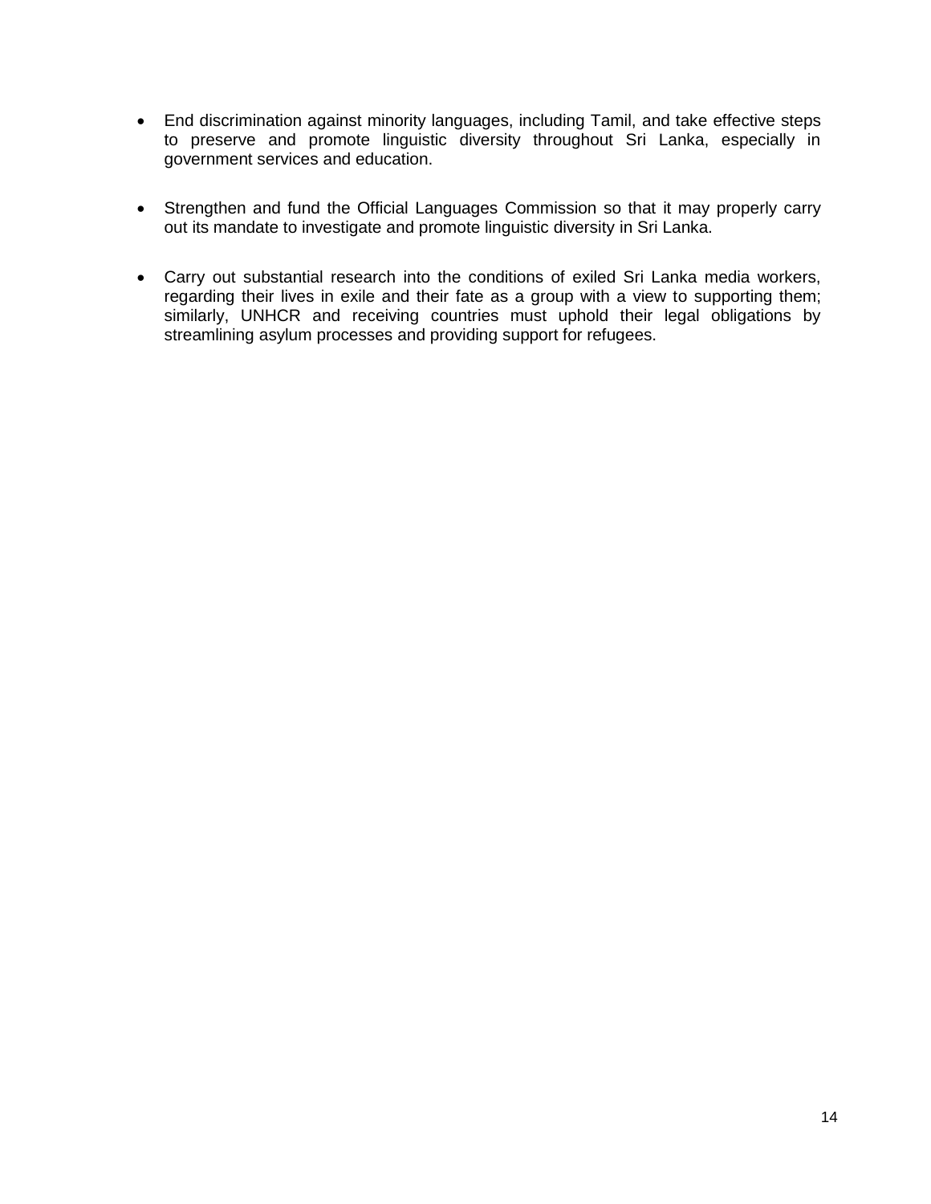- End discrimination against minority languages, including Tamil, and take effective steps to preserve and promote linguistic diversity throughout Sri Lanka, especially in government services and education.

- Strengthen and fund the Official Languages Commission so that it may properly carry out its mandate to investigate and promote linguistic diversity in Sri Lanka.

- Carry out substantial research into the conditions of exiled Sri Lanka media workers, regarding their lives in exile and their fate as a group with a view to supporting them; similarly, UNHCR and receiving countries must uphold their legal obligations by streamlining asylum processes and providing support for refugees.